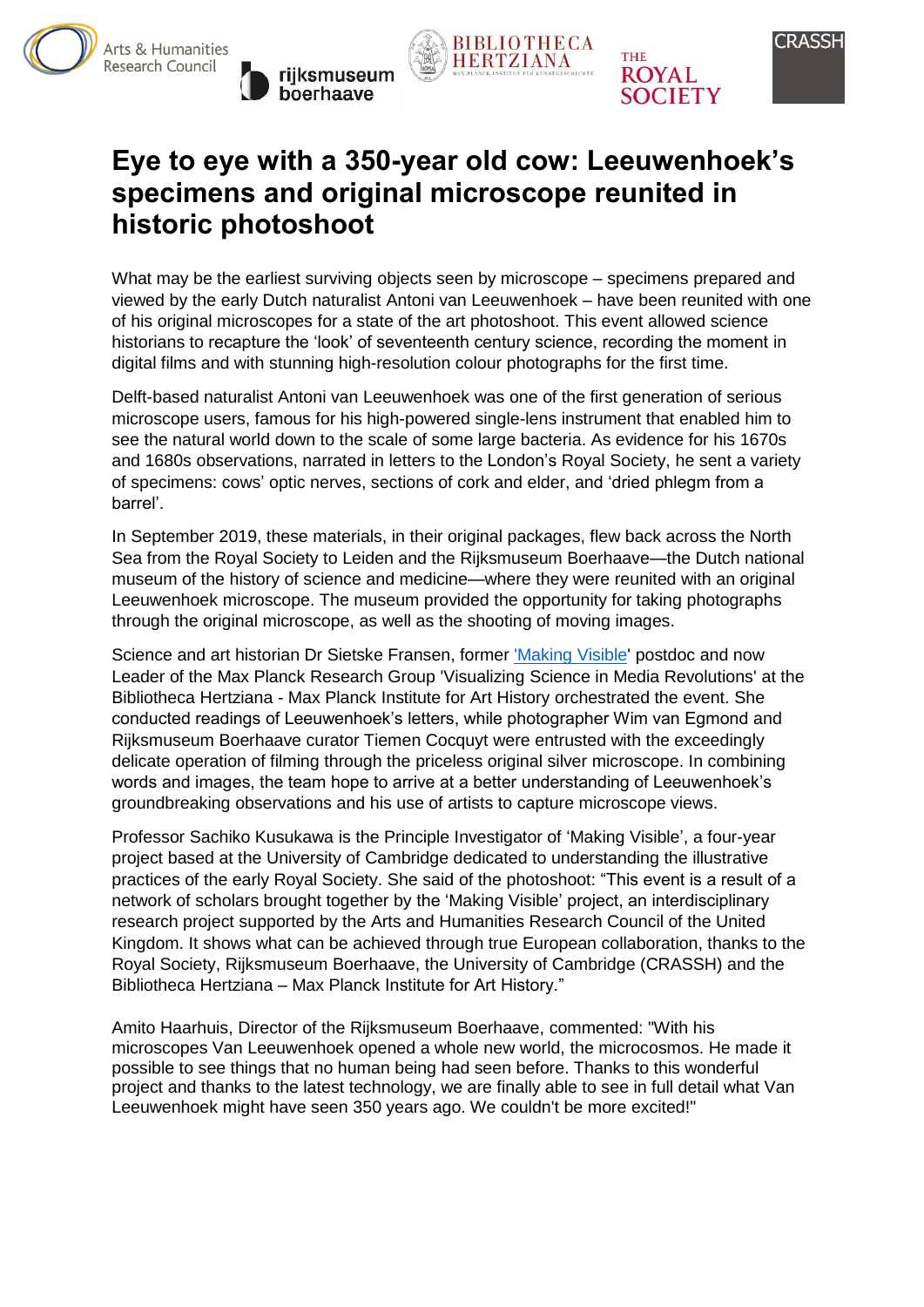# Eye to eye with a 350-year old cow: Leeuwenhoek's specimens and original microscope reunited in historic photoshoot

What may be the earliest surviving objects seen by microscope – specimens prepared and viewed by the early Dutch naturalist Antoni van Leeuwenhoek – have been reunited with one of his original microscopes for a state of the art photoshoot. This event allowed science historians to recapture the 'look' of seventeenth century science, recording the moment in digital films and with stunning high-resolution colour photographs for the first time.

Delft-based naturalist Antoni van Leeuwenhoek was one of the first generation of serious microscope users, famous for his high-powered single-lens instrument that enabled him to see the natural world down to the scale of some large bacteria. As evidence for his 1670s and 1680s observations, narrated in letters to the London's Royal Society, he sent a variety of specimens: cows' optic nerves, sections of cork and elder, and 'dried phlegm from a barrel'.

In September 2019, these materials, in their original packages, flew back across the North Sea from the Royal Society to Leiden and the Rijksmuseum Boerhaave—the Dutch national museum of the history of science and medicine—where they were reunited with an original Leeuwenhoek microscope. The museum provided the opportunity for taking photographs through the original microscope, as well as the shooting of moving images.

Science and art historian Dr Sietske Fransen, former 'Making Visible' postdoc and now Leader of the Max Planck Research Group 'Visualizing Science in Media Revolutions' at the Bibliotheca Hertziana - Max Planck Institute for Art History orchestrated the event. She conducted readings of Leeuwenhoek's letters, while photographer Wim van Egmond and Rijksmuseum Boerhaave curator Tiemen Cocquyt were entrusted with the exceedingly delicate operation of filming through the priceless original silver microscope. In combining words and images, the team hope to arrive at a better understanding of Leeuwenhoek's groundbreaking observations and his use of artists to capture microscope views.

Professor Sachiko Kusukawa is the Principle Investigator of 'Making Visible', a four-year project based at the University of Cambridge dedicated to understanding the illustrative practices of the early Royal Society. She said of the photoshoot: "This event is a result of a network of scholars brought together by the 'Making Visible' project, an interdisciplinary research project supported by the Arts and Humanities Research Council of the United Kingdom. It shows what can be achieved through true European collaboration, thanks to the Royal Society, Rijksmuseum Boerhaave, the University of Cambridge (CRASSH) and the Bibliotheca Hertziana – Max Planck Institute for Art History."

Amito Haarhuis, Director of the Rijksmuseum Boerhaave, commented: "With his microscopes Van Leeuwenhoek opened a whole new world, the microcosmos. He made it possible to see things that no human being had seen before. Thanks to this wonderful project and thanks to the latest technology, we are finally able to see in full detail what Van Leeuwenhoek might have seen 350 years ago. We couldn't be more excited!"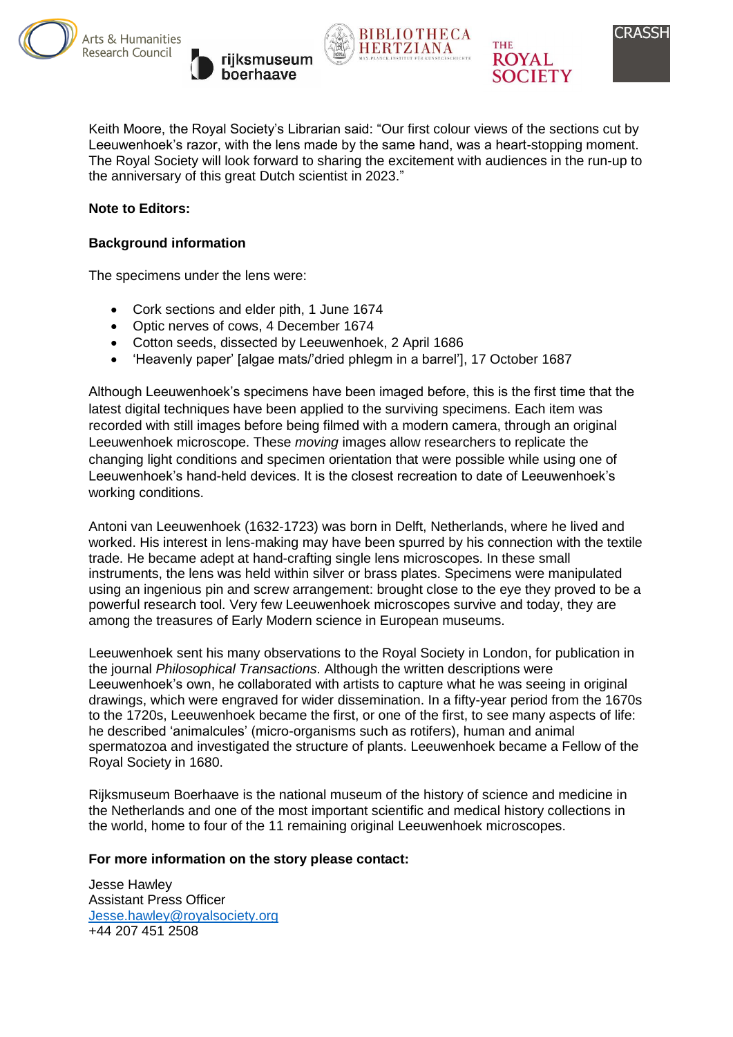Keith Moore, the Royal Society's Librarian said: "Our first colour views of the sections cut by Leeuwenhoek's razor, with the lens made by the same hand, was a heart-stopping moment. The Royal Society will look forward to sharing the excitement with audiences in the run-up to the anniversary of this great Dutch scientist in 2023."

**Note to Editors:**

**Background information**

The specimens under the lens were:

- Cork sections and elder pith, 1 June 1674
- Optic nerves of cows, 4 December 1674
- Cotton seeds, dissected by Leeuwenhoek, 2 April 1686
- 'Heavenly paper' [algae mats/'dried phlegm in a barrel'], 17 October 1687

Although Leeuwenhoek's specimens have been imaged before, this is the first time that the latest digital techniques have been applied to the surviving specimens. Each item was recorded with still images before being filmed with a modern camera, through an original Leeuwenhoek microscope. These *moving* images allow researchers to replicate the changing light conditions and specimen orientation that were possible while using one of Leeuwenhoek's hand-held devices. It is the closest recreation to date of Leeuwenhoek's working conditions.

Antoni van Leeuwenhoek (1632-1723) was born in Delft, Netherlands, where he lived and worked. His interest in lens-making may have been spurred by his connection with the textile trade. He became adept at hand-crafting single lens microscopes. In these small instruments, the lens was held within silver or brass plates. Specimens were manipulated using an ingenious pin and screw arrangement: brought close to the eye they proved to be a powerful research tool. Very few Leeuwenhoek microscopes survive and today, they are among the treasures of Early Modern science in European museums.

Leeuwenhoek sent his many observations to the Royal Society in London, for publication in the journal *Philosophical Transactions*. Although the written descriptions were Leeuwenhoek's own, he collaborated with artists to capture what he was seeing in original drawings, which were engraved for wider dissemination. In a fifty-year period from the 1670s to the 1720s, Leeuwenhoek became the first, or one of the first, to see many aspects of life: he described 'animalcules' (micro-organisms such as rotifers), human and animal spermatozoa and investigated the structure of plants. Leeuwenhoek became a Fellow of the Royal Society in 1680.

Rijksmuseum Boerhaave is the national museum of the history of science and medicine in the Netherlands and one of the most important scientific and medical history collections in the world, home to four of the 11 remaining original Leeuwenhoek microscopes.

**For more information on the story please contact:**

Jesse Hawley  
Assistant Press Officer  
Jesse.hawley@royalsociety.org  
+44 207 451 2508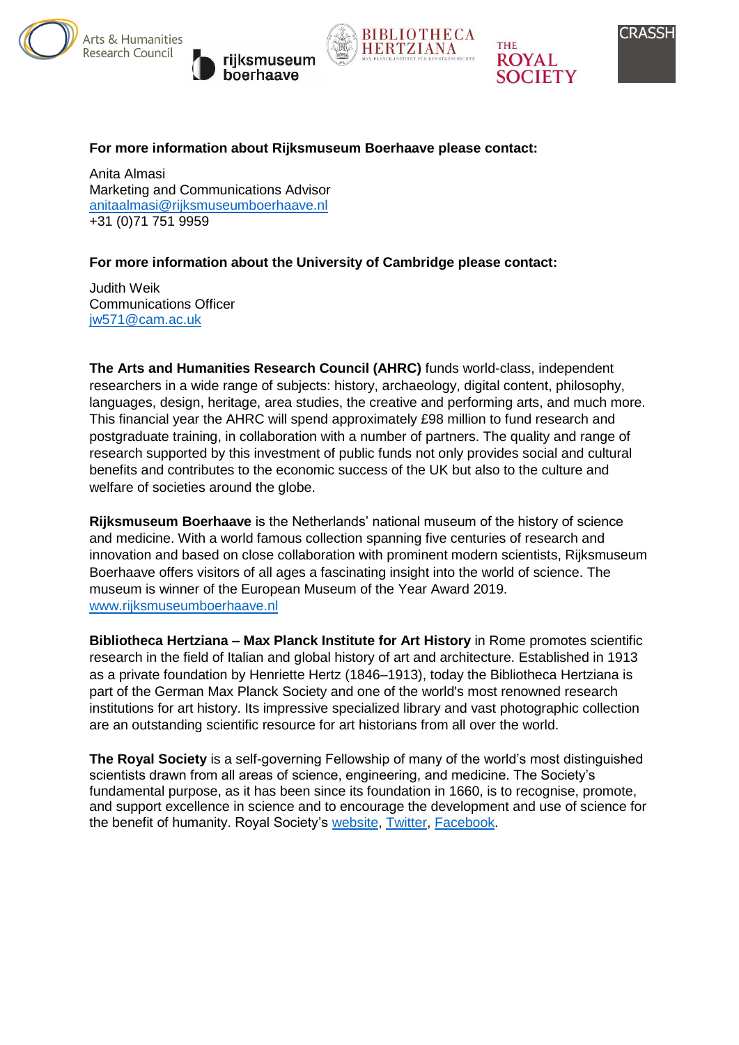**For more information about Rijksmuseum Boerhaave please contact:**

Anita Almasi
Marketing and Communications Advisor
anitaalmasi@rijksmuseumboerhaave.nl
+31 (0)71 751 9959

**For more information about the University of Cambridge please contact:**

Judith Weik
Communications Officer
jw571@cam.ac.uk

**The Arts and Humanities Research Council (AHRC)** funds world-class, independent researchers in a wide range of subjects: history, archaeology, digital content, philosophy, languages, design, heritage, area studies, the creative and performing arts, and much more. This financial year the AHRC will spend approximately £98 million to fund research and postgraduate training, in collaboration with a number of partners. The quality and range of research supported by this investment of public funds not only provides social and cultural benefits and contributes to the economic success of the UK but also to the culture and welfare of societies around the globe.

**Rijksmuseum Boerhaave** is the Netherlands' national museum of the history of science and medicine. With a world famous collection spanning five centuries of research and innovation and based on close collaboration with prominent modern scientists, Rijksmuseum Boerhaave offers visitors of all ages a fascinating insight into the world of science. The museum is winner of the European Museum of the Year Award 2019.
www.rijksmuseumboerhaave.nl

**Bibliotheca Hertziana – Max Planck Institute for Art History** in Rome promotes scientific research in the field of Italian and global history of art and architecture. Established in 1913 as a private foundation by Henriette Hertz (1846–1913), today the Bibliotheca Hertziana is part of the German Max Planck Society and one of the world's most renowned research institutions for art history. Its impressive specialized library and vast photographic collection are an outstanding scientific resource for art historians from all over the world.

**The Royal Society** is a self-governing Fellowship of many of the world's most distinguished scientists drawn from all areas of science, engineering, and medicine. The Society's fundamental purpose, as it has been since its foundation in 1660, is to recognise, promote, and support excellence in science and to encourage the development and use of science for the benefit of humanity. Royal Society's website, Twitter, Facebook.